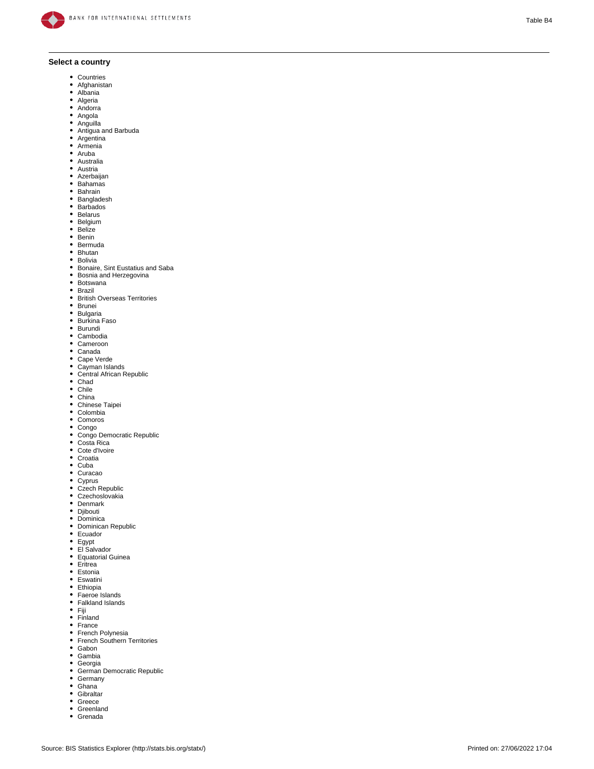**Select a country**

- Countries
- Afghanistan
- Albania
- Algeria
- Andorra
- Angola
- Anguilla
- Antigua and Barbuda
- Argentina
- Armenia
- Aruba
- Australia
- Austria
- Azerbaijan
- Bahamas
- Bahrain
- Bangladesh
- Barbados
- Belarus
- Belgium
- Belize
- Benin
- Bermuda
- Bhutan
- Bolivia
- Bonaire, Sint Eustatius and Saba
- Bosnia and Herzegovina
- Botswana
- Brazil
- British Overseas Territories
- Brunei
- Bulgaria
- Burkina Faso
- Burundi
- Cambodia
- Cameroon
- Canada
- Cape Verde
- Cayman Islands
- Central African Republic
- Chad
- Chile
- China
- Chinese Taipei
- Colombia
- Comoros
- Congo
- Congo Democratic Republic
- Costa Rica
- Cote d'Ivoire
- Croatia
- Cuba
- Curacao
- Cyprus
- Czech Republic
- Czechoslovakia
- Denmark
- Djibouti
- Dominica
- Dominican Republic
- Ecuador
- Egypt
- El Salvador
- Equatorial Guinea
- Eritrea
- Estonia
- Eswatini
- Ethiopia
- Faeroe Islands
- Falkland Islands
- Fiji
- Finland
- France
- French Polynesia
- French Southern Territories
- Gabon
- Gambia
- Georgia
- German Democratic Republic
- Germany
- Ghana
- Gibraltar
- Greece
- Greenland
- Grenada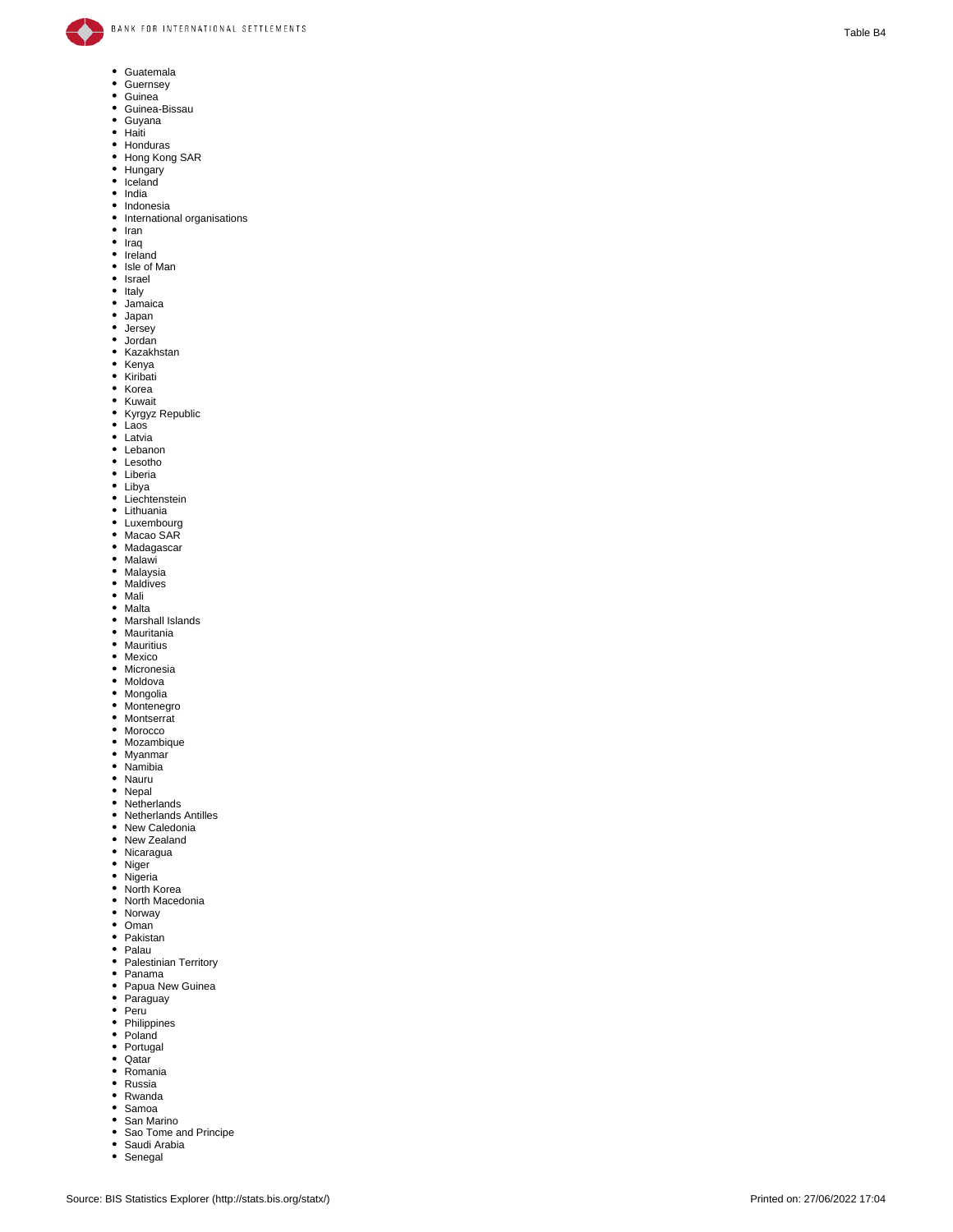- Guatemala
- Guernsey
- Guinea
- Guinea-Bissau
- Guyana
- Haiti
- Honduras
- Hong Kong SAR
- Hungary
- Iceland
- India
- Indonesia
- International organisations
- Iran
- Iraq
- Ireland
- Isle of Man
- Israel
- Italy
- Jamaica
- Japan
- Jersey
- Jordan
- Kazakhstan
- Kenya
- Kiribati
- Korea
- Kuwait
- Kyrgyz Republic
- Laos
- Latvia
- Lebanon
- Lesotho
- Liberia
- Libya
- Liechtenstein
- Lithuania
- Luxembourg
- Macao SAR
- Madagascar
- Malawi
- Malaysia
- Maldives
- Mali
- Malta
- Marshall Islands
- Mauritania
- Mauritius
- Mexico
- Micronesia
- Moldova
- Mongolia
- Montenegro
- Montserrat
- Morocco
- Mozambique
- Myanmar
- Namibia
- Nauru
- Nepal
- Netherlands
- Netherlands Antilles
- New Caledonia
- New Zealand
- Nicaragua
- Niger
- Nigeria
- North Korea
- North Macedonia
- Norway
- Oman
- Pakistan
- Palau
- Palestinian Territory
- Panama
- Papua New Guinea
- Paraguay
- Peru
- Philippines
- Poland
- Portugal
- Qatar
- Romania
- Russia
- Rwanda
- Samoa
- San Marino
- Sao Tome and Principe
- Saudi Arabia
- Senegal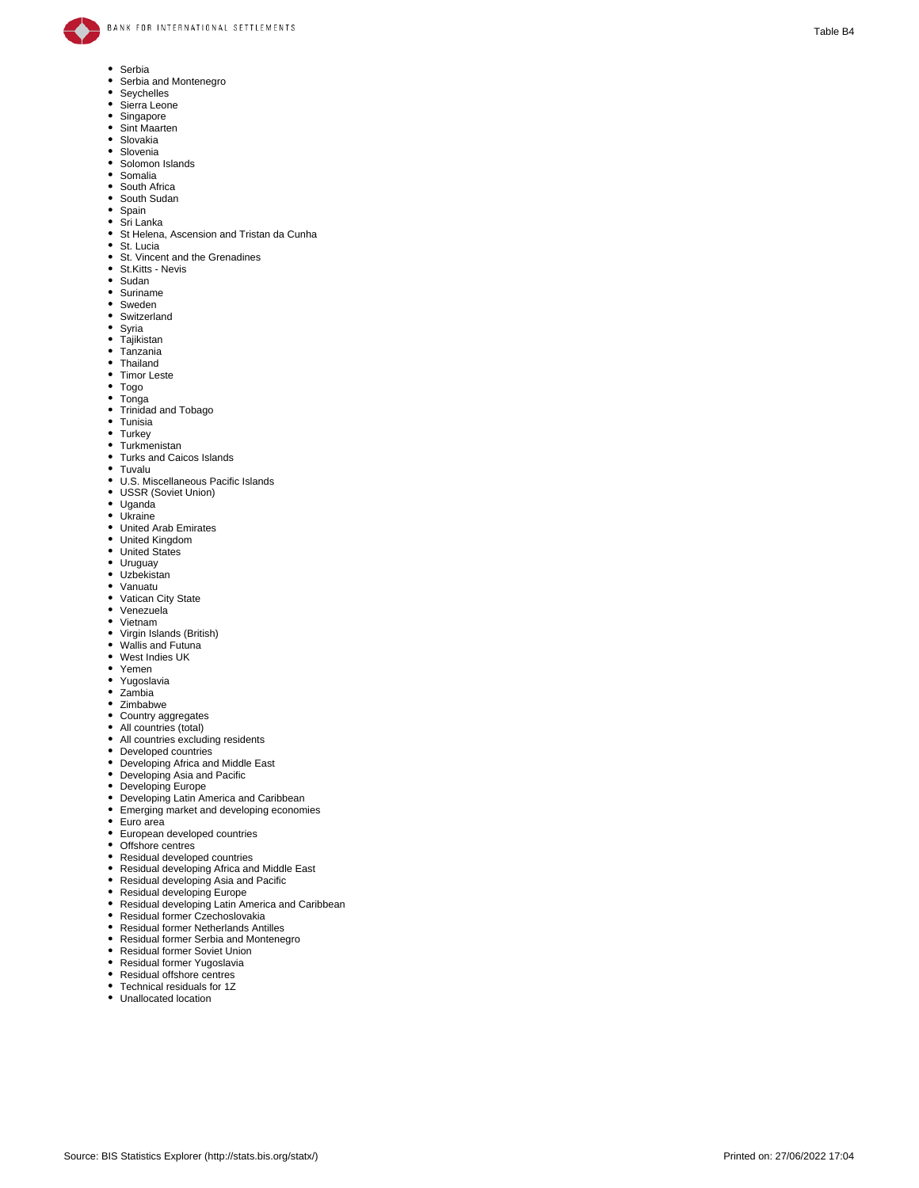- Serbia
- Serbia and Montenegro
- Seychelles
- Sierra Leone
- Singapore
- Sint Maarten
- Slovakia
- Slovenia
- Solomon Islands
- Somalia
- South Africa
- South Sudan
- Spain
- Sri Lanka
- St Helena, Ascension and Tristan da Cunha
- St. Lucia
- St. Vincent and the Grenadines
- St.Kitts - Nevis
- Sudan
- Suriname
- Sweden
- Switzerland
- Syria
- Tajikistan
- Tanzania
- Thailand
- Timor Leste
- Togo
- Tonga
- Trinidad and Tobago
- Tunisia
- Turkey
- Turkmenistan
- Turks and Caicos Islands
- Tuvalu
- U.S. Miscellaneous Pacific Islands
- USSR (Soviet Union)
- Uganda
- Ukraine
- United Arab Emirates
- United Kingdom
- United States
- Uruguay
- Uzbekistan
- Vanuatu
- Vatican City State
- Venezuela
- Vietnam
- Virgin Islands (British)
- Wallis and Futuna
- West Indies UK
- Yemen
- Yugoslavia
- Zambia
- Zimbabwe
- Country aggregates
- All countries (total)
- All countries excluding residents
- Developed countries
- Developing Africa and Middle East
- Developing Asia and Pacific
- Developing Europe
- Developing Latin America and Caribbean
- Emerging market and developing economies
- Euro area
- European developed countries
- Offshore centres
- Residual developed countries
- Residual developing Africa and Middle East
- Residual developing Asia and Pacific
- Residual developing Europe
- Residual developing Latin America and Caribbean
- Residual former Czechoslovakia
- Residual former Netherlands Antilles
- Residual former Serbia and Montenegro
- Residual former Soviet Union
- Residual former Yugoslavia
- Residual offshore centres
- Technical residuals for 1Z
- Unallocated location